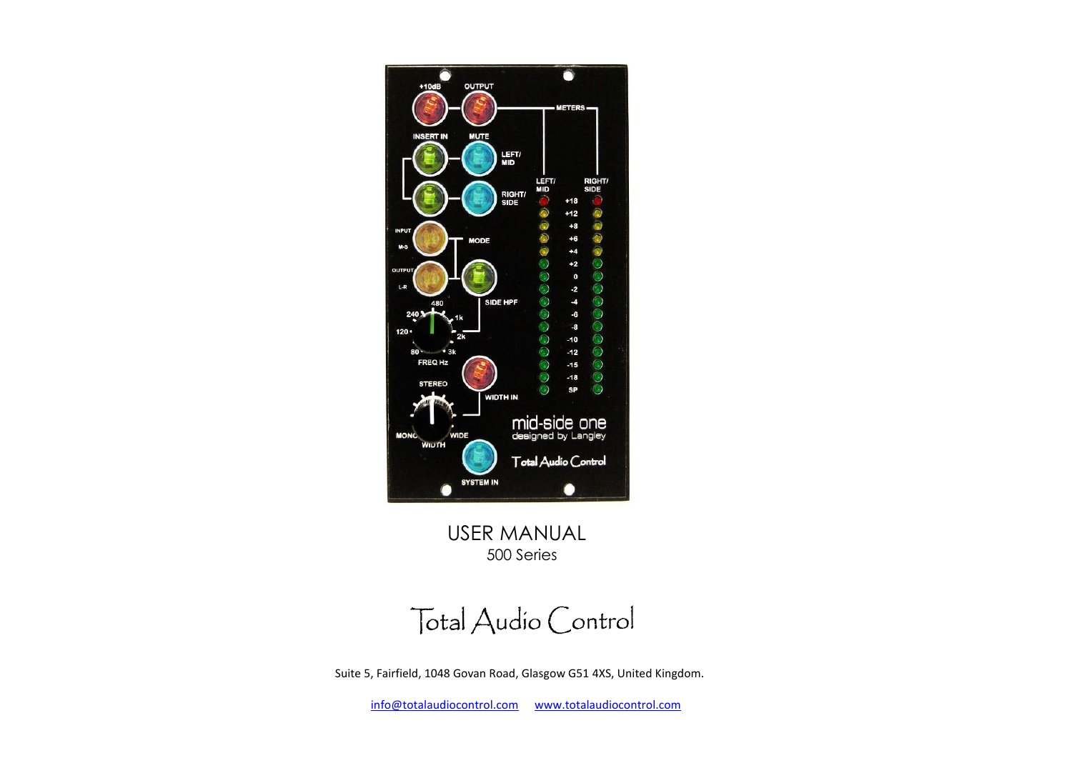# USER MANUAL

500 Series

Total Audio Control

Suite 5, Fairfield, 1048 Govan Road, Glasgow G51 4XS, United Kingdom.

info@totalaudiocontrol.com     www.totalaudiocontrol.com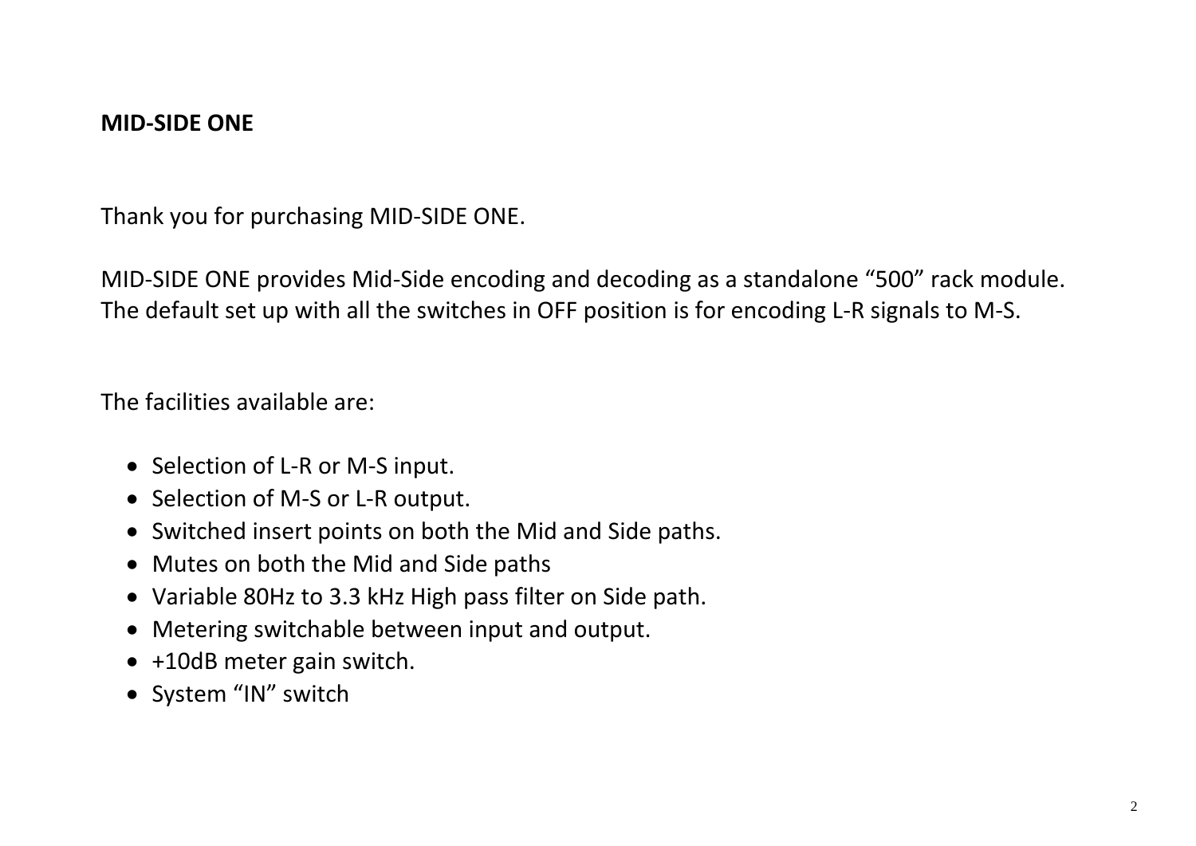**MID-SIDE ONE**

Thank you for purchasing MID-SIDE ONE.

MID-SIDE ONE provides Mid-Side encoding and decoding as a standalone “500” rack module. The default set up with all the switches in OFF position is for encoding L-R signals to M-S.

The facilities available are:

- Selection of L-R or M-S input.
- Selection of M-S or L-R output.
- Switched insert points on both the Mid and Side paths.
- Mutes on both the Mid and Side paths
- Variable 80Hz to 3.3 kHz High pass filter on Side path.
- Metering switchable between input and output.
- +10dB meter gain switch.
- System “IN” switch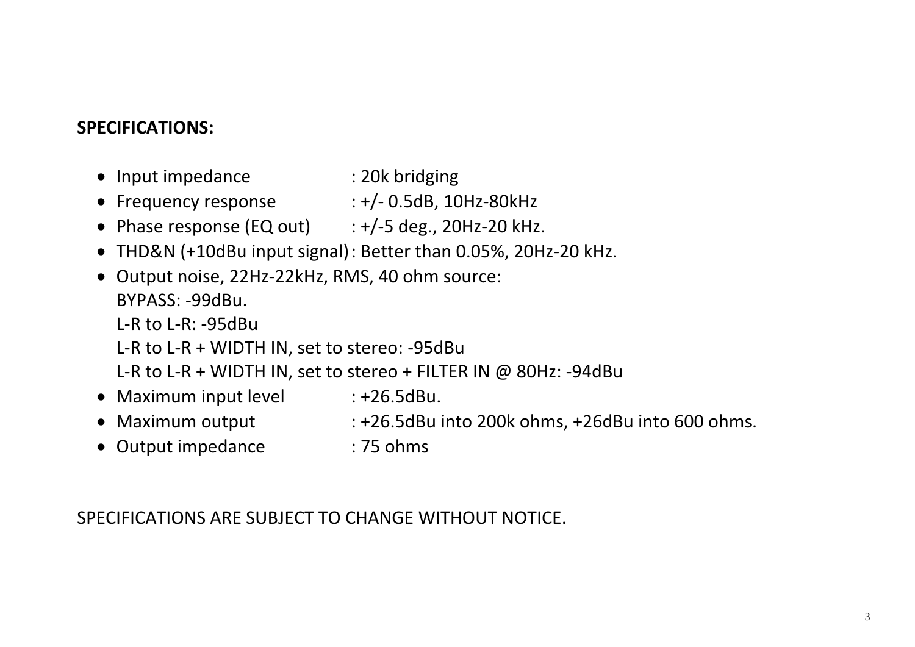**SPECIFICATIONS:**

- Input impedance : 20k bridging
- Frequency response : +/- 0.5dB, 10Hz-80kHz
- Phase response (EQ out) : +/-5 deg., 20Hz-20 kHz.
- THD&N (+10dBu input signal): Better than 0.05%, 20Hz-20 kHz.
- Output noise, 22Hz-22kHz, RMS, 40 ohm source:
  BYPASS: -99dBu.
  L-R to L-R: -95dBu
  L-R to L-R + WIDTH IN, set to stereo: -95dBu
  L-R to L-R + WIDTH IN, set to stereo + FILTER IN @ 80Hz: -94dBu
- Maximum input level : +26.5dBu.
- Maximum output : +26.5dBu into 200k ohms, +26dBu into 600 ohms.
- Output impedance : 75 ohms

SPECIFICATIONS ARE SUBJECT TO CHANGE WITHOUT NOTICE.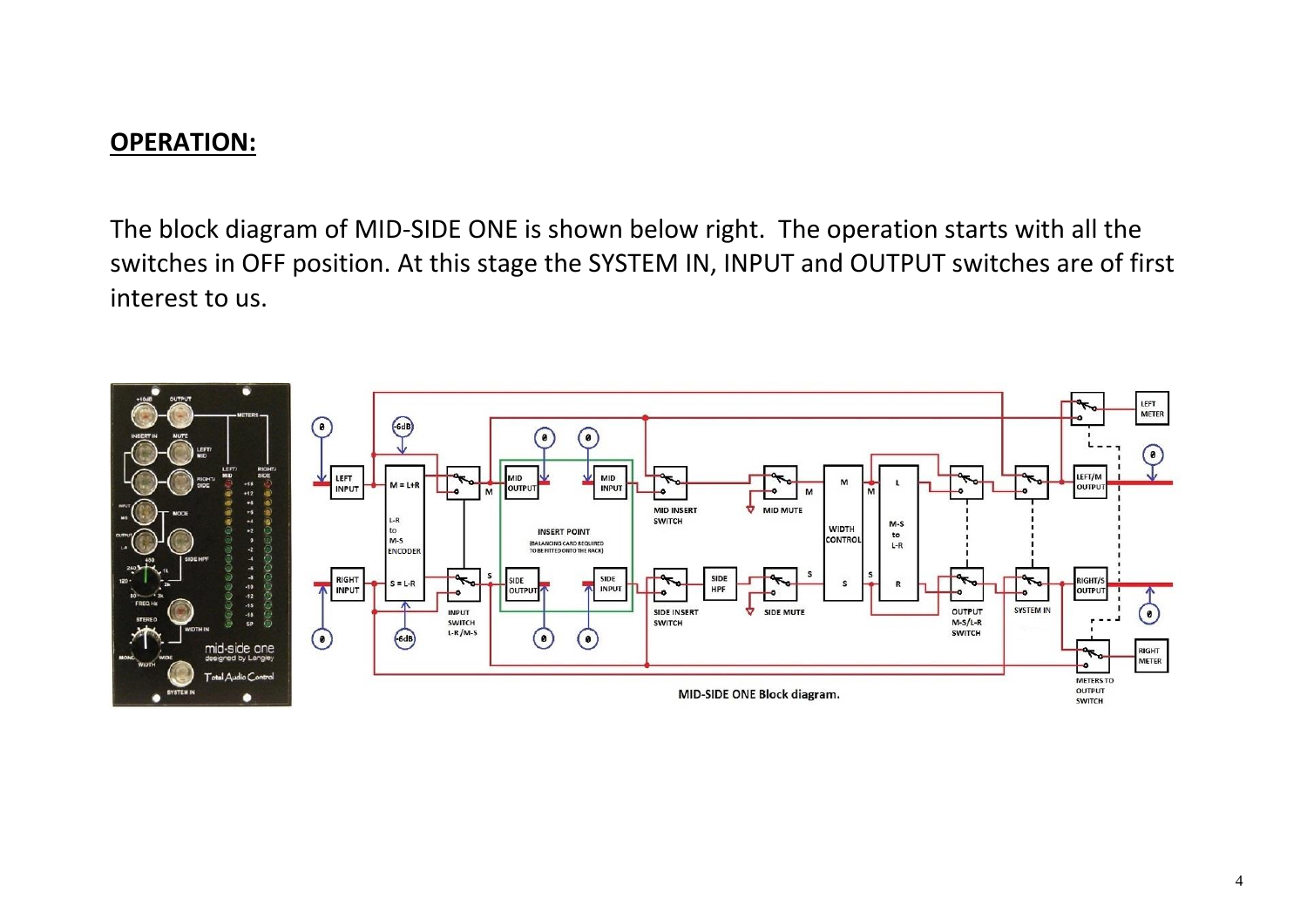## OPERATION:

The block diagram of MID-SIDE ONE is shown below right. The operation starts with all the switches in OFF position. At this stage the SYSTEM IN, INPUT and OUTPUT switches are of first interest to us.

MID-SIDE ONE Block diagram.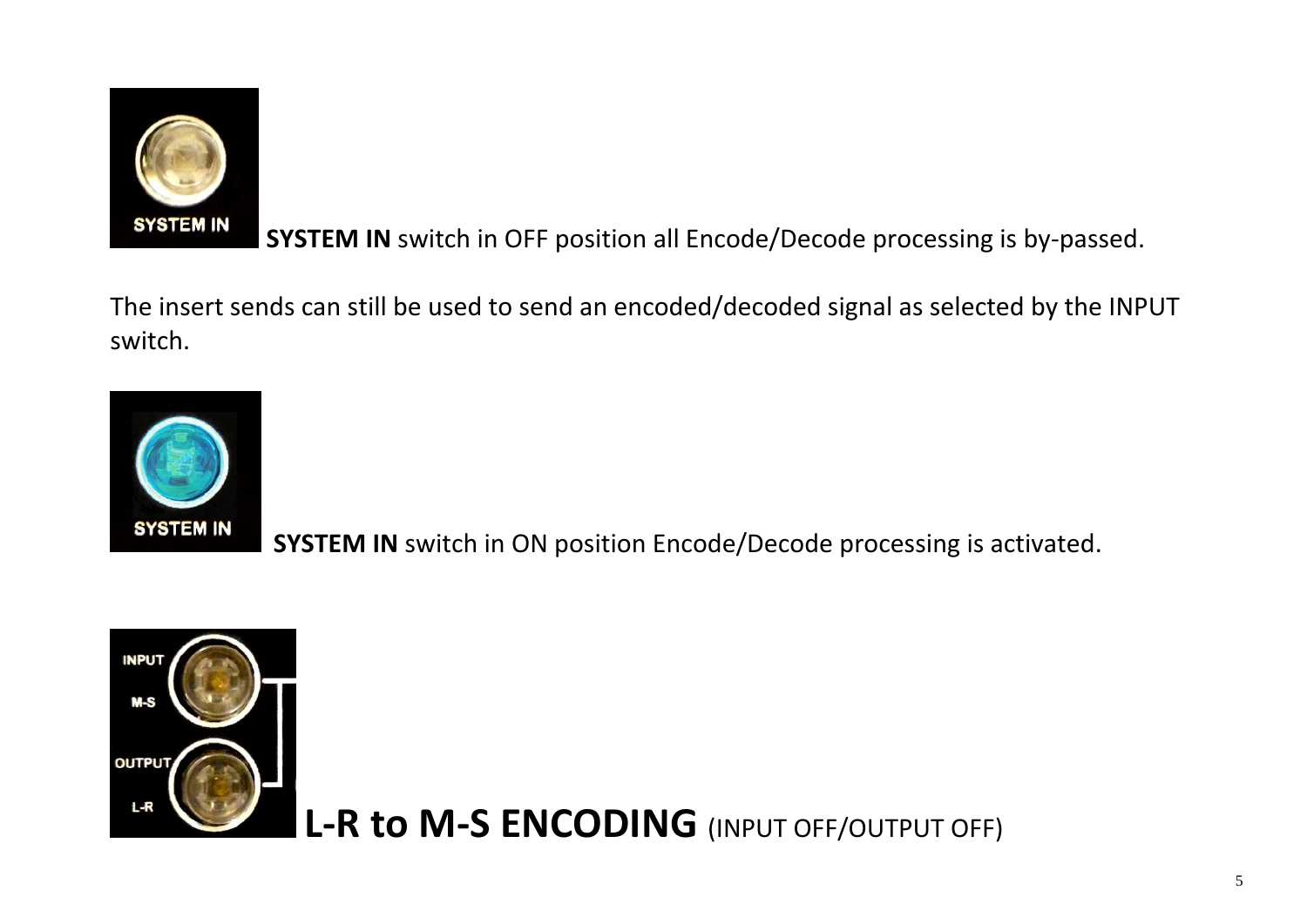**SYSTEM IN** switch in OFF position all Encode/Decode processing is by-passed.

The insert sends can still be used to send an encoded/decoded signal as selected by the INPUT switch.

**SYSTEM IN** switch in ON position Encode/Decode processing is activated.

# L-R to M-S ENCODING (INPUT OFF/OUTPUT OFF)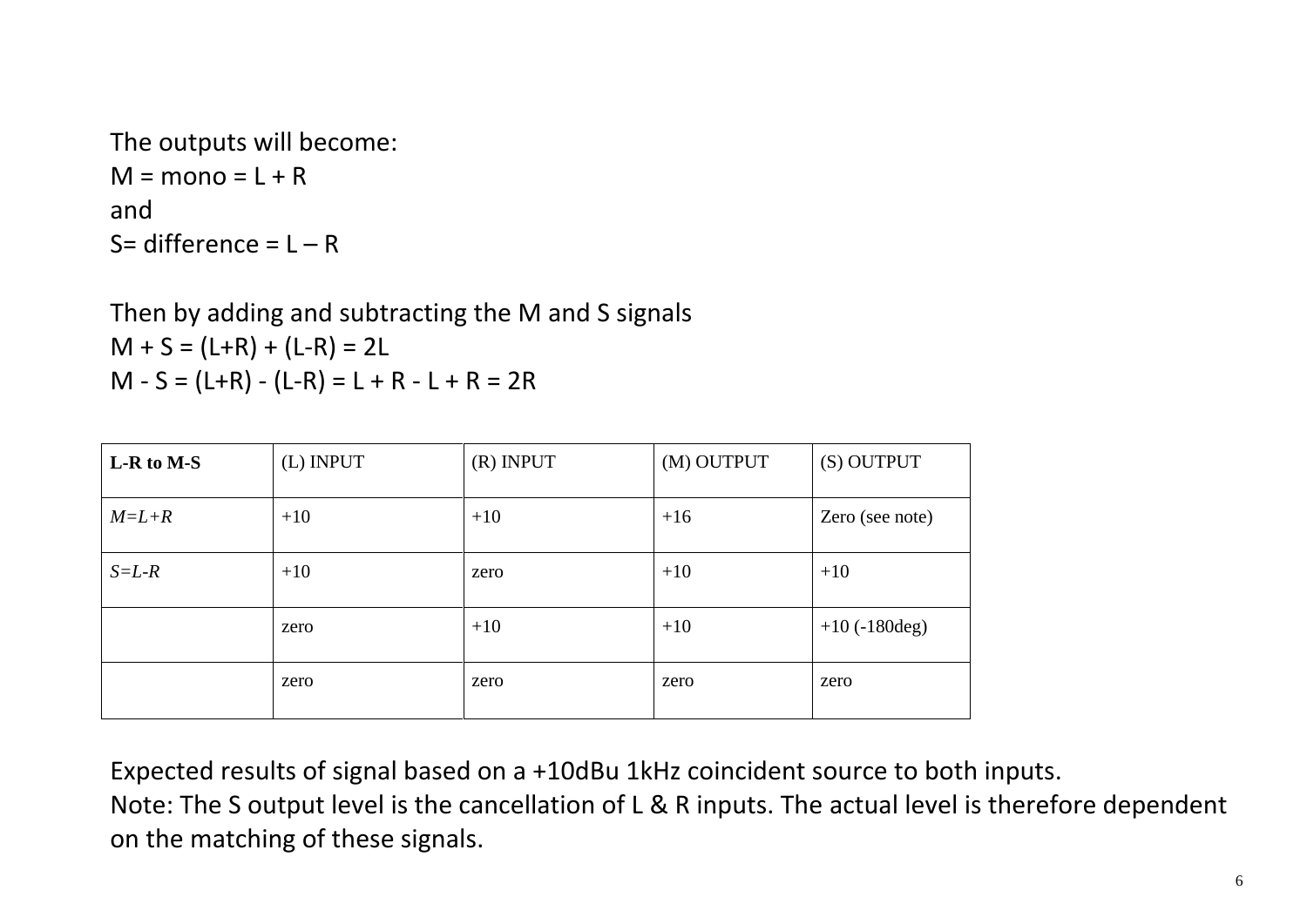The outputs will become:
$M = mono = L + R$
and
$S = difference = L – R$

Then by adding and subtracting the M and S signals
$M + S = (L+R) + (L-R) = 2L$
$M - S = (L+R) - (L-R) = L + R - L + R = 2R$

| **L-R to M-S** | (L) INPUT | (R) INPUT | (M) OUTPUT | (S) OUTPUT |
|---|---|---|---|---|
| *M=L+R* | +10 | +10 | +16 | Zero (see note) |
| *S=L-R* | +10 | zero | +10 | +10 |
| | zero | +10 | +10 | +10 (-180deg) |
| | zero | zero | zero | zero |

Expected results of signal based on a +10dBu 1kHz coincident source to both inputs.
Note: The S output level is the cancellation of L & R inputs. The actual level is therefore dependent on the matching of these signals.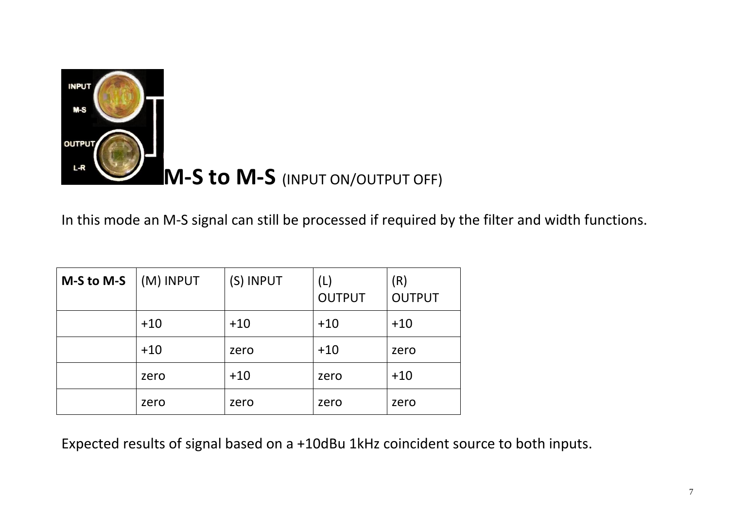## M-S to M-S (INPUT ON/OUTPUT OFF)

In this mode an M-S signal can still be processed if required by the filter and width functions.

| **M-S to M-S** | (M) INPUT | (S) INPUT | (L) OUTPUT | (R) OUTPUT |
|---|---|---|---|---|
| | +10 | +10 | +10 | +10 |
| | +10 | zero | +10 | zero |
| | zero | +10 | zero | +10 |
| | zero | zero | zero | zero |

Expected results of signal based on a +10dBu 1kHz coincident source to both inputs.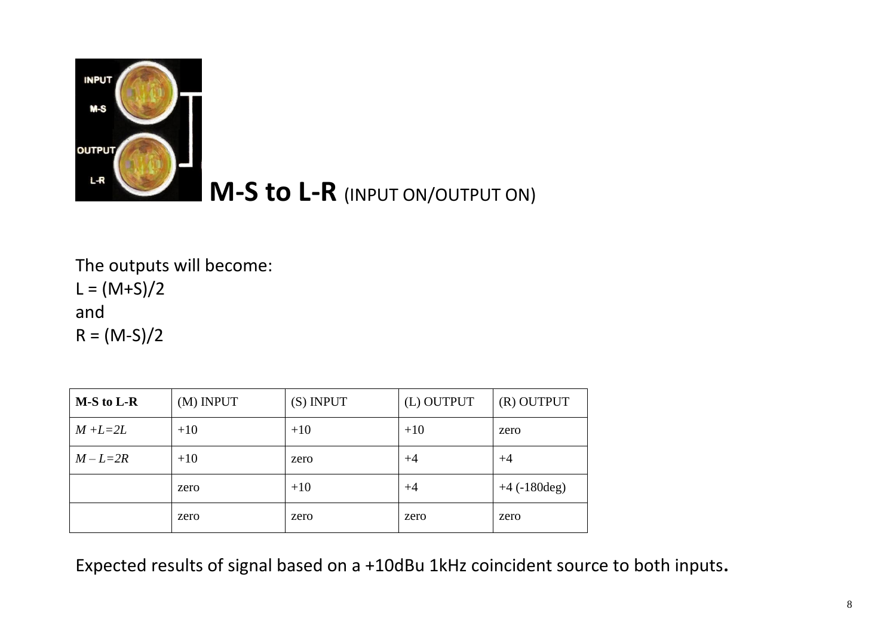# **M-S to L-R** (INPUT ON/OUTPUT ON)

The outputs will become:
$L = (M+S)/2$
and
$R = (M-S)/2$

| **M-S to L-R** | (M) INPUT | (S) INPUT | (L) OUTPUT | (R) OUTPUT |
|---|---|---|---|---|
| $M + L = 2L$ | +10 | +10 | +10 | zero |
| $M - L = 2R$ | +10 | zero | +4 | +4 |
| | zero | +10 | +4 | +4 (-180deg) |
| | zero | zero | zero | zero |

Expected results of signal based on a +10dBu 1kHz coincident source to both inputs**.**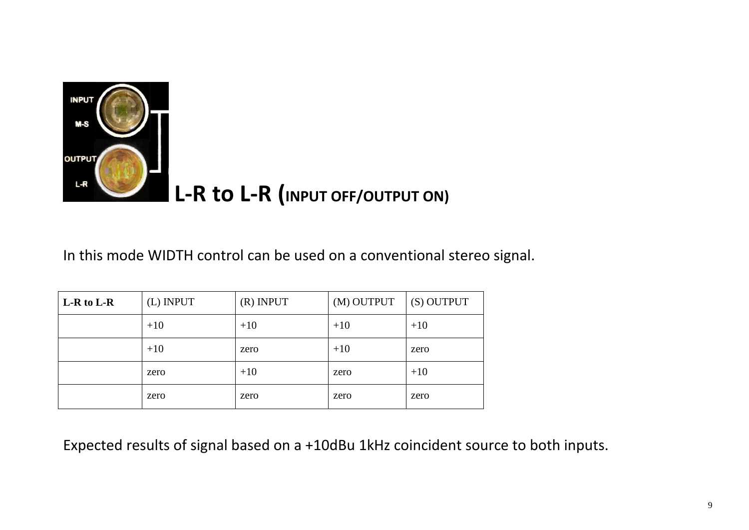# L-R to L-R (INPUT OFF/OUTPUT ON)

In this mode WIDTH control can be used on a conventional stereo signal.

| **L-R to L-R** | (L) INPUT | (R) INPUT | (M) OUTPUT | (S) OUTPUT |
|---|---|---|---|---|
| | +10 | +10 | +10 | +10 |
| | +10 | zero | +10 | zero |
| | zero | +10 | zero | +10 |
| | zero | zero | zero | zero |

Expected results of signal based on a +10dBu 1kHz coincident source to both inputs.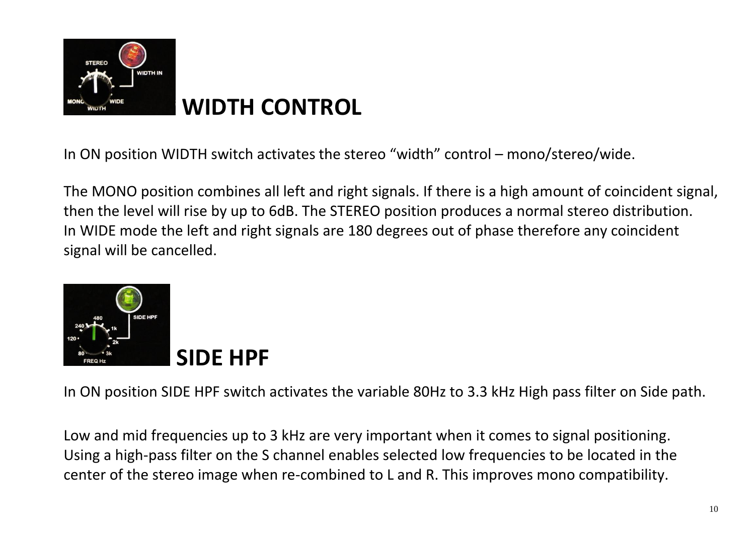## WIDTH CONTROL

In ON position WIDTH switch activates the stereo “width” control – mono/stereo/wide.

The MONO position combines all left and right signals. If there is a high amount of coincident signal, then the level will rise by up to 6dB. The STEREO position produces a normal stereo distribution. In WIDE mode the left and right signals are 180 degrees out of phase therefore any coincident signal will be cancelled.

## SIDE HPF

In ON position SIDE HPF switch activates the variable 80Hz to 3.3 kHz High pass filter on Side path.

Low and mid frequencies up to 3 kHz are very important when it comes to signal positioning. Using a high-pass filter on the S channel enables selected low frequencies to be located in the center of the stereo image when re-combined to L and R. This improves mono compatibility.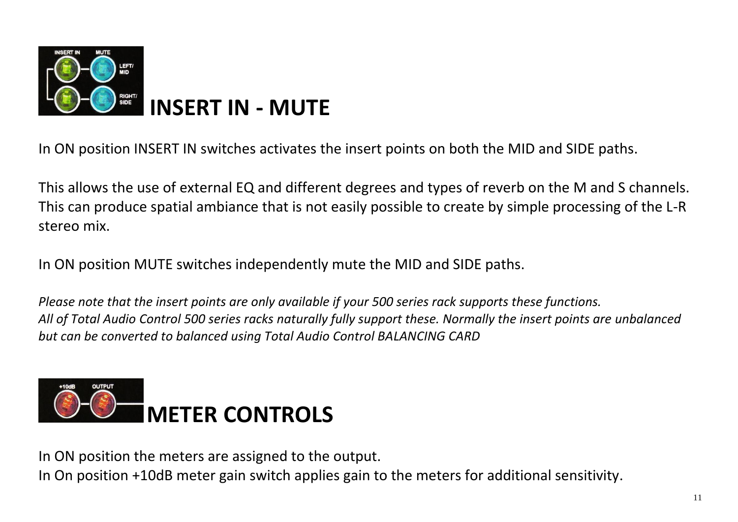## INSERT IN - MUTE

In ON position INSERT IN switches activates the insert points on both the MID and SIDE paths.

This allows the use of external EQ and different degrees and types of reverb on the M and S channels. This can produce spatial ambiance that is not easily possible to create by simple processing of the L-R stereo mix.

In ON position MUTE switches independently mute the MID and SIDE paths.

*Please note that the insert points are only available if your 500 series rack supports these functions. All of Total Audio Control 500 series racks naturally fully support these. Normally the insert points are unbalanced but can be converted to balanced using Total Audio Control BALANCING CARD*

## METER CONTROLS

In ON position the meters are assigned to the output.
In On position +10dB meter gain switch applies gain to the meters for additional sensitivity.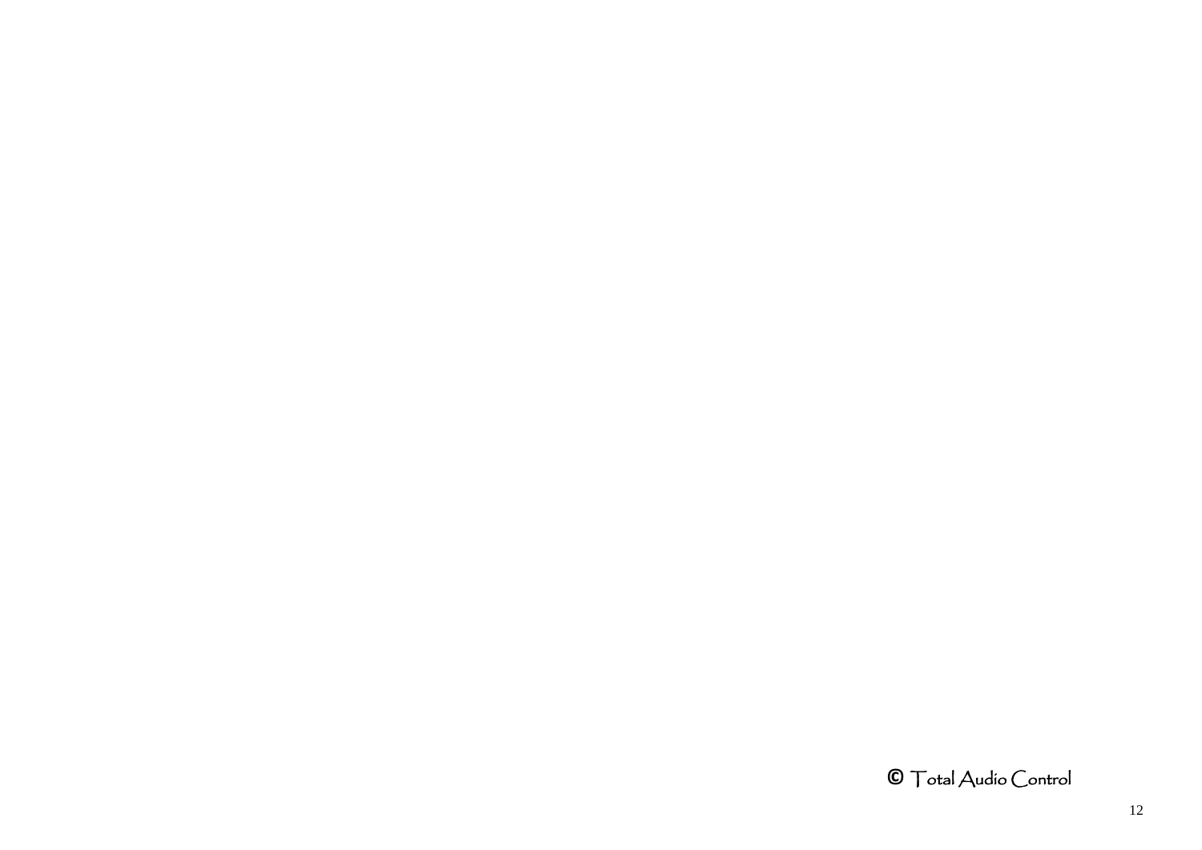© Total Audio Control